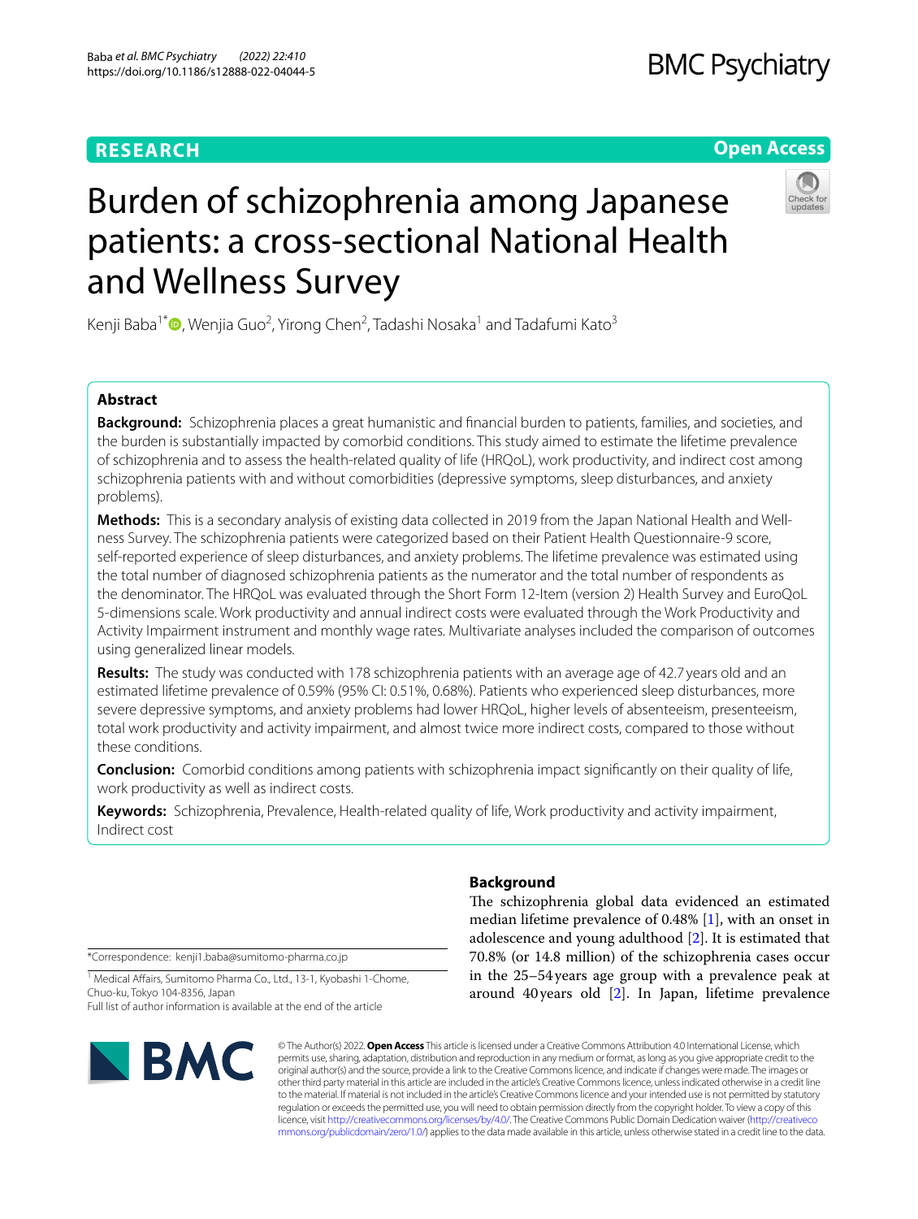RESEARCH

Open Access

# Burden of schizophrenia among Japanese patients: a cross-sectional National Health and Wellness Survey

Kenji Baba[1*], Wenjia Guo[2], Yirong Chen[2], Tadashi Nosaka[1] and Tadafumi Kato[3]

## Abstract

**Background:** Schizophrenia places a great humanistic and financial burden to patients, families, and societies, and the burden is substantially impacted by comorbid conditions. This study aimed to estimate the lifetime prevalence of schizophrenia and to assess the health-related quality of life (HRQoL), work productivity, and indirect cost among schizophrenia patients with and without comorbidities (depressive symptoms, sleep disturbances, and anxiety problems).

**Methods:** This is a secondary analysis of existing data collected in 2019 from the Japan National Health and Wellness Survey. The schizophrenia patients were categorized based on their Patient Health Questionnaire-9 score, self-reported experience of sleep disturbances, and anxiety problems. The lifetime prevalence was estimated using the total number of diagnosed schizophrenia patients as the numerator and the total number of respondents as the denominator. The HRQoL was evaluated through the Short Form 12-Item (version 2) Health Survey and EuroQoL 5-dimensions scale. Work productivity and annual indirect costs were evaluated through the Work Productivity and Activity Impairment instrument and monthly wage rates. Multivariate analyses included the comparison of outcomes using generalized linear models.

**Results:** The study was conducted with 178 schizophrenia patients with an average age of 42.7 years old and an estimated lifetime prevalence of 0.59% (95% CI: 0.51%, 0.68%). Patients who experienced sleep disturbances, more severe depressive symptoms, and anxiety problems had lower HRQoL, higher levels of absenteeism, presenteeism, total work productivity and activity impairment, and almost twice more indirect costs, compared to those without these conditions.

**Conclusion:** Comorbid conditions among patients with schizophrenia impact significantly on their quality of life, work productivity as well as indirect costs.

**Keywords:** Schizophrenia, Prevalence, Health-related quality of life, Work productivity and activity impairment, Indirect cost

## Background

The schizophrenia global data evidenced an estimated median lifetime prevalence of 0.48% [1], with an onset in adolescence and young adulthood [2]. It is estimated that 70.8% (or 14.8 million) of the schizophrenia cases occur in the 25–54 years age group with a prevalence peak at around 40 years old [2]. In Japan, lifetime prevalence

*Correspondence: kenji1.baba@sumitomo-pharma.co.jp

[1] Medical Affairs, Sumitomo Pharma Co., Ltd., 13-1, Kyobashi 1-Chome, Chuo-ku, Tokyo 104-8356, Japan

Full list of author information is available at the end of the article

© The Author(s) 2022. **Open Access** This article is licensed under a Creative Commons Attribution 4.0 International License, which permits use, sharing, adaptation, distribution and reproduction in any medium or format, as long as you give appropriate credit to the original author(s) and the source, provide a link to the Creative Commons licence, and indicate if changes were made. The images or other third party material in this article are included in the article's Creative Commons licence, unless indicated otherwise in a credit line to the material. If material is not included in the article's Creative Commons licence and your intended use is not permitted by statutory regulation or exceeds the permitted use, you will need to obtain permission directly from the copyright holder. To view a copy of this licence, visit http://creativecommons.org/licenses/by/4.0/. The Creative Commons Public Domain Dedication waiver (http://creativecommons.org/publicdomain/zero/1.0/) applies to the data made available in this article, unless otherwise stated in a credit line to the data.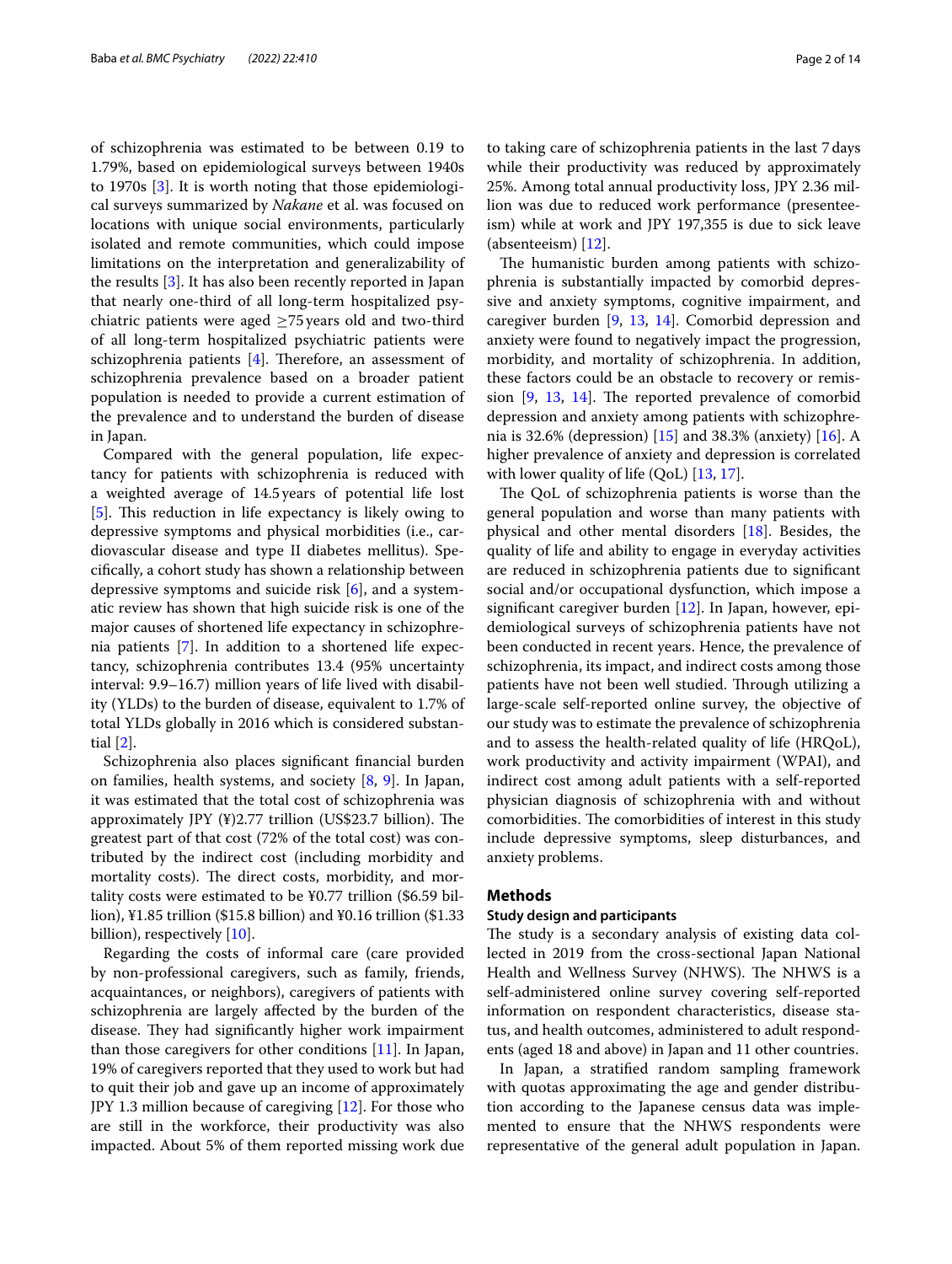of schizophrenia was estimated to be between 0.19 to 1.79%, based on epidemiological surveys between 1940s to 1970s [3]. It is worth noting that those epidemiological surveys summarized by *Nakane* et al. was focused on locations with unique social environments, particularly isolated and remote communities, which could impose limitations on the interpretation and generalizability of the results [3]. It has also been recently reported in Japan that nearly one-third of all long-term hospitalized psychiatric patients were aged ≥75 years old and two-third of all long-term hospitalized psychiatric patients were schizophrenia patients [4]. Therefore, an assessment of schizophrenia prevalence based on a broader patient population is needed to provide a current estimation of the prevalence and to understand the burden of disease in Japan.

Compared with the general population, life expectancy for patients with schizophrenia is reduced with a weighted average of 14.5 years of potential life lost [5]. This reduction in life expectancy is likely owing to depressive symptoms and physical morbidities (i.e., cardiovascular disease and type II diabetes mellitus). Specifically, a cohort study has shown a relationship between depressive symptoms and suicide risk [6], and a systematic review has shown that high suicide risk is one of the major causes of shortened life expectancy in schizophrenia patients [7]. In addition to a shortened life expectancy, schizophrenia contributes 13.4 (95% uncertainty interval: 9.9–16.7) million years of life lived with disability (YLDs) to the burden of disease, equivalent to 1.7% of total YLDs globally in 2016 which is considered substantial [2].

Schizophrenia also places significant financial burden on families, health systems, and society [8, 9]. In Japan, it was estimated that the total cost of schizophrenia was approximately JPY (¥)2.77 trillion (US$23.7 billion). The greatest part of that cost (72% of the total cost) was contributed by the indirect cost (including morbidity and mortality costs). The direct costs, morbidity, and mortality costs were estimated to be ¥0.77 trillion ($6.59 billion), ¥1.85 trillion ($15.8 billion) and ¥0.16 trillion ($1.33 billion), respectively [10].

Regarding the costs of informal care (care provided by non-professional caregivers, such as family, friends, acquaintances, or neighbors), caregivers of patients with schizophrenia are largely affected by the burden of the disease. They had significantly higher work impairment than those caregivers for other conditions [11]. In Japan, 19% of caregivers reported that they used to work but had to quit their job and gave up an income of approximately JPY 1.3 million because of caregiving [12]. For those who are still in the workforce, their productivity was also impacted. About 5% of them reported missing work due to taking care of schizophrenia patients in the last 7 days while their productivity was reduced by approximately 25%. Among total annual productivity loss, JPY 2.36 million was due to reduced work performance (presenteeism) while at work and JPY 197,355 is due to sick leave (absenteeism) [12].

The humanistic burden among patients with schizophrenia is substantially impacted by comorbid depressive and anxiety symptoms, cognitive impairment, and caregiver burden [9, 13, 14]. Comorbid depression and anxiety were found to negatively impact the progression, morbidity, and mortality of schizophrenia. In addition, these factors could be an obstacle to recovery or remission [9, 13, 14]. The reported prevalence of comorbid depression and anxiety among patients with schizophrenia is 32.6% (depression) [15] and 38.3% (anxiety) [16]. A higher prevalence of anxiety and depression is correlated with lower quality of life (QoL) [13, 17].

The QoL of schizophrenia patients is worse than the general population and worse than many patients with physical and other mental disorders [18]. Besides, the quality of life and ability to engage in everyday activities are reduced in schizophrenia patients due to significant social and/or occupational dysfunction, which impose a significant caregiver burden [12]. In Japan, however, epidemiological surveys of schizophrenia patients have not been conducted in recent years. Hence, the prevalence of schizophrenia, its impact, and indirect costs among those patients have not been well studied. Through utilizing a large-scale self-reported online survey, the objective of our study was to estimate the prevalence of schizophrenia and to assess the health-related quality of life (HRQoL), work productivity and activity impairment (WPAI), and indirect cost among adult patients with a self-reported physician diagnosis of schizophrenia with and without comorbidities. The comorbidities of interest in this study include depressive symptoms, sleep disturbances, and anxiety problems.

## Methods

### Study design and participants

The study is a secondary analysis of existing data collected in 2019 from the cross-sectional Japan National Health and Wellness Survey (NHWS). The NHWS is a self-administered online survey covering self-reported information on respondent characteristics, disease status, and health outcomes, administered to adult respondents (aged 18 and above) in Japan and 11 other countries.

In Japan, a stratified random sampling framework with quotas approximating the age and gender distribution according to the Japanese census data was implemented to ensure that the NHWS respondents were representative of the general adult population in Japan.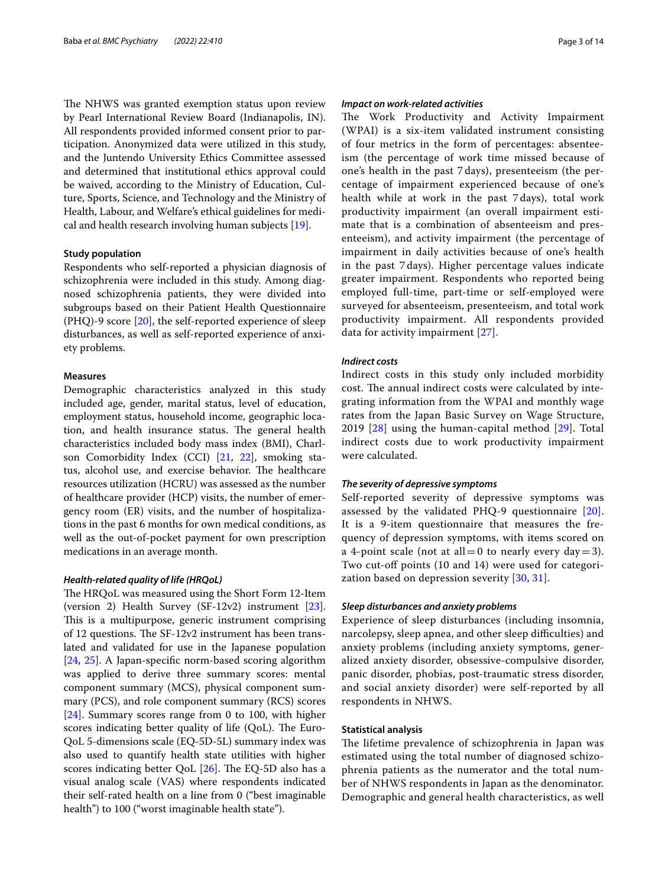The NHWS was granted exemption status upon review by Pearl International Review Board (Indianapolis, IN). All respondents provided informed consent prior to participation. Anonymized data were utilized in this study, and the Juntendo University Ethics Committee assessed and determined that institutional ethics approval could be waived, according to the Ministry of Education, Culture, Sports, Science, and Technology and the Ministry of Health, Labour, and Welfare's ethical guidelines for medical and health research involving human subjects [19].

### Study population

Respondents who self-reported a physician diagnosis of schizophrenia were included in this study. Among diagnosed schizophrenia patients, they were divided into subgroups based on their Patient Health Questionnaire (PHQ)-9 score [20], the self-reported experience of sleep disturbances, as well as self-reported experience of anxiety problems.

### Measures

Demographic characteristics analyzed in this study included age, gender, marital status, level of education, employment status, household income, geographic location, and health insurance status. The general health characteristics included body mass index (BMI), Charlson Comorbidity Index (CCI) [21, 22], smoking status, alcohol use, and exercise behavior. The healthcare resources utilization (HCRU) was assessed as the number of healthcare provider (HCP) visits, the number of emergency room (ER) visits, and the number of hospitalizations in the past 6 months for own medical conditions, as well as the out-of-pocket payment for own prescription medications in an average month.

#### *Health-related quality of life (HRQoL)*

The HRQoL was measured using the Short Form 12-Item (version 2) Health Survey (SF-12v2) instrument [23]. This is a multipurpose, generic instrument comprising of 12 questions. The SF-12v2 instrument has been translated and validated for use in the Japanese population [24, 25]. A Japan-specific norm-based scoring algorithm was applied to derive three summary scores: mental component summary (MCS), physical component summary (PCS), and role component summary (RCS) scores [24]. Summary scores range from 0 to 100, with higher scores indicating better quality of life (QoL). The EuroQoL 5-dimensions scale (EQ-5D-5L) summary index was also used to quantify health state utilities with higher scores indicating better QoL [26]. The EQ-5D also has a visual analog scale (VAS) where respondents indicated their self-rated health on a line from 0 ("best imaginable health") to 100 ("worst imaginable health state").

#### *Impact on work-related activities*

The Work Productivity and Activity Impairment (WPAI) is a six-item validated instrument consisting of four metrics in the form of percentages: absenteeism (the percentage of work time missed because of one's health in the past 7 days), presenteeism (the percentage of impairment experienced because of one's health while at work in the past 7 days), total work productivity impairment (an overall impairment estimate that is a combination of absenteeism and presenteeism), and activity impairment (the percentage of impairment in daily activities because of one's health in the past 7 days). Higher percentage values indicate greater impairment. Respondents who reported being employed full-time, part-time or self-employed were surveyed for absenteeism, presenteeism, and total work productivity impairment. All respondents provided data for activity impairment [27].

#### *Indirect costs*

Indirect costs in this study only included morbidity cost. The annual indirect costs were calculated by integrating information from the WPAI and monthly wage rates from the Japan Basic Survey on Wage Structure, 2019 [28] using the human-capital method [29]. Total indirect costs due to work productivity impairment were calculated.

#### *The severity of depressive symptoms*

Self-reported severity of depressive symptoms was assessed by the validated PHQ-9 questionnaire [20]. It is a 9-item questionnaire that measures the frequency of depression symptoms, with items scored on a 4-point scale (not at all = 0 to nearly every day = 3). Two cut-off points (10 and 14) were used for categorization based on depression severity [30, 31].

#### *Sleep disturbances and anxiety problems*

Experience of sleep disturbances (including insomnia, narcolepsy, sleep apnea, and other sleep difficulties) and anxiety problems (including anxiety symptoms, generalized anxiety disorder, obsessive-compulsive disorder, panic disorder, phobias, post-traumatic stress disorder, and social anxiety disorder) were self-reported by all respondents in NHWS.

### Statistical analysis

The lifetime prevalence of schizophrenia in Japan was estimated using the total number of diagnosed schizophrenia patients as the numerator and the total number of NHWS respondents in Japan as the denominator. Demographic and general health characteristics, as well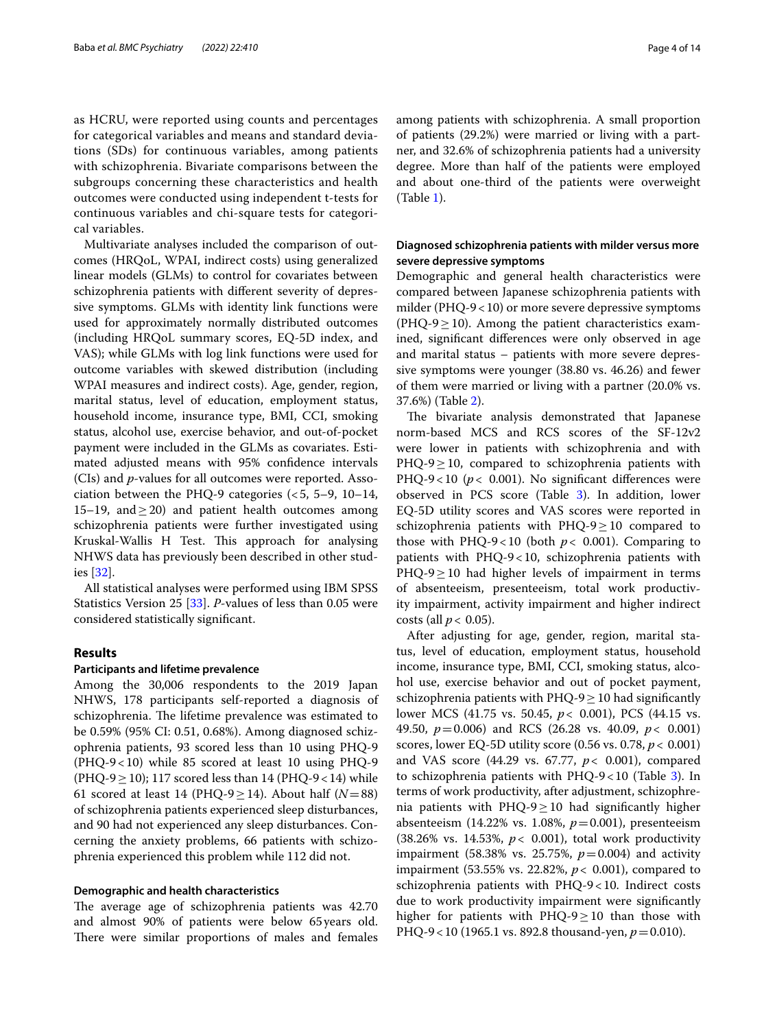as HCRU, were reported using counts and percentages for categorical variables and means and standard deviations (SDs) for continuous variables, among patients with schizophrenia. Bivariate comparisons between the subgroups concerning these characteristics and health outcomes were conducted using independent t-tests for continuous variables and chi-square tests for categorical variables.

Multivariate analyses included the comparison of outcomes (HRQoL, WPAI, indirect costs) using generalized linear models (GLMs) to control for covariates between schizophrenia patients with different severity of depressive symptoms. GLMs with identity link functions were used for approximately normally distributed outcomes (including HRQoL summary scores, EQ-5D index, and VAS); while GLMs with log link functions were used for outcome variables with skewed distribution (including WPAI measures and indirect costs). Age, gender, region, marital status, level of education, employment status, household income, insurance type, BMI, CCI, smoking status, alcohol use, exercise behavior, and out-of-pocket payment were included in the GLMs as covariates. Estimated adjusted means with 95% confidence intervals (CIs) and *p*-values for all outcomes were reported. Association between the PHQ-9 categories (<5, 5–9, 10–14, 15–19, and ≥ 20) and patient health outcomes among schizophrenia patients were further investigated using Kruskal-Wallis H Test. This approach for analysing NHWS data has previously been described in other studies [32].

All statistical analyses were performed using IBM SPSS Statistics Version 25 [33]. *P*-values of less than 0.05 were considered statistically significant.

## Results

### Participants and lifetime prevalence

Among the 30,006 respondents to the 2019 Japan NHWS, 178 participants self-reported a diagnosis of schizophrenia. The lifetime prevalence was estimated to be 0.59% (95% CI: 0.51, 0.68%). Among diagnosed schizophrenia patients, 93 scored less than 10 using PHQ-9 (PHQ-9 < 10) while 85 scored at least 10 using PHQ-9 (PHQ-9 ≥ 10); 117 scored less than 14 (PHQ-9 < 14) while 61 scored at least 14 (PHQ-9 ≥ 14). About half (*N* = 88) of schizophrenia patients experienced sleep disturbances, and 90 had not experienced any sleep disturbances. Concerning the anxiety problems, 66 patients with schizophrenia experienced this problem while 112 did not.

### Demographic and health characteristics

The average age of schizophrenia patients was 42.70 and almost 90% of patients were below 65 years old. There were similar proportions of males and females among patients with schizophrenia. A small proportion of patients (29.2%) were married or living with a partner, and 32.6% of schizophrenia patients had a university degree. More than half of the patients were employed and about one-third of the patients were overweight (Table 1).

### Diagnosed schizophrenia patients with milder versus more severe depressive symptoms

Demographic and general health characteristics were compared between Japanese schizophrenia patients with milder (PHQ-9 < 10) or more severe depressive symptoms (PHQ-9 ≥ 10). Among the patient characteristics examined, significant differences were only observed in age and marital status – patients with more severe depressive symptoms were younger (38.80 vs. 46.26) and fewer of them were married or living with a partner (20.0% vs. 37.6%) (Table 2).

The bivariate analysis demonstrated that Japanese norm-based MCS and RCS scores of the SF-12v2 were lower in patients with schizophrenia and with PHQ-9 ≥ 10, compared to schizophrenia patients with PHQ-9 < 10 ($p < 0.001$). No significant differences were observed in PCS score (Table 3). In addition, lower EQ-5D utility scores and VAS scores were reported in schizophrenia patients with PHQ-9 ≥ 10 compared to those with PHQ-9 < 10 (both $p < 0.001$). Comparing to patients with PHQ-9 < 10, schizophrenia patients with PHQ-9 ≥ 10 had higher levels of impairment in terms of absenteeism, presenteeism, total work productivity impairment, activity impairment and higher indirect costs (all $p < 0.05$).

After adjusting for age, gender, region, marital status, level of education, employment status, household income, insurance type, BMI, CCI, smoking status, alcohol use, exercise behavior and out of pocket payment, schizophrenia patients with PHQ-9 ≥ 10 had significantly lower MCS (41.75 vs. 50.45, $p < 0.001$), PCS (44.15 vs. 49.50, $p = 0.006$) and RCS (26.28 vs. 40.09, $p < 0.001$) scores, lower EQ-5D utility score (0.56 vs. 0.78, $p < 0.001$) and VAS score (44.29 vs. 67.77, $p < 0.001$), compared to schizophrenia patients with PHQ-9 < 10 (Table 3). In terms of work productivity, after adjustment, schizophrenia patients with PHQ-9 ≥ 10 had significantly higher absenteeism (14.22% vs. 1.08%, $p = 0.001$), presenteeism (38.26% vs. 14.53%, $p < 0.001$), total work productivity impairment (58.38% vs. 25.75%, $p = 0.004$) and activity impairment (53.55% vs. 22.82%, $p < 0.001$), compared to schizophrenia patients with PHQ-9 < 10. Indirect costs due to work productivity impairment were significantly higher for patients with PHQ-9 ≥ 10 than those with PHQ-9 < 10 (1965.1 vs. 892.8 thousand-yen, $p = 0.010$).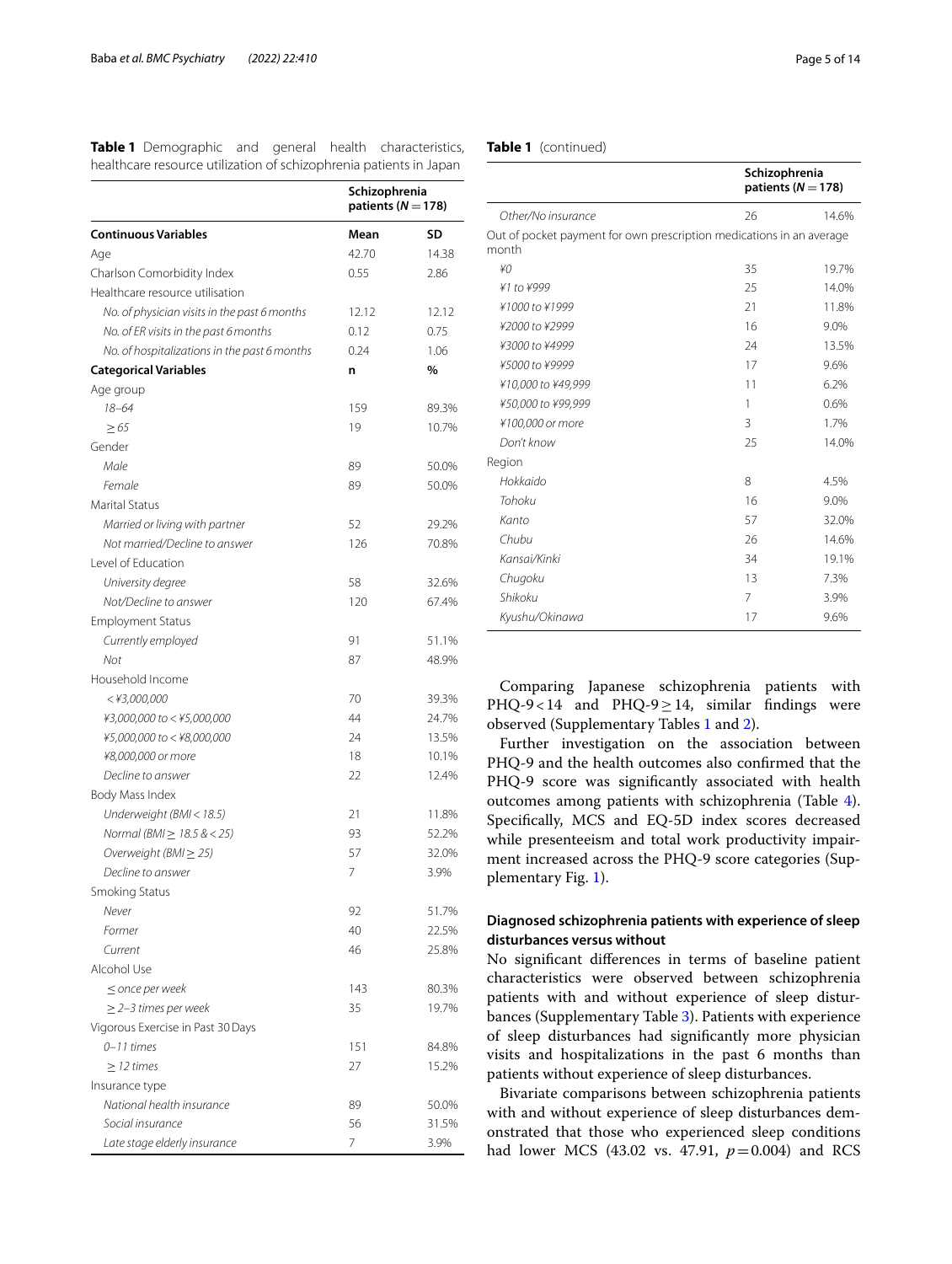**Table 1** Demographic and general health characteristics, healthcare resource utilization of schizophrenia patients in Japan

| | Schizophrenia patients ($N = 178$) | |
|---|---|---|
| **Continuous Variables** | **Mean** | **SD** |
| Age | 42.70 | 14.38 |
| Charlson Comorbidity Index | 0.55 | 2.86 |
| Healthcare resource utilisation | | |
| *No. of physician visits in the past 6 months* | 12.12 | 12.12 |
| *No. of ER visits in the past 6 months* | 0.12 | 0.75 |
| *No. of hospitalizations in the past 6 months* | 0.24 | 1.06 |
| **Categorical Variables** | **n** | **%** |
| Age group | | |
| *18–64* | 159 | 89.3% |
| *≥ 65* | 19 | 10.7% |
| Gender | | |
| *Male* | 89 | 50.0% |
| *Female* | 89 | 50.0% |
| Marital Status | | |
| *Married or living with partner* | 52 | 29.2% |
| *Not married/Decline to answer* | 126 | 70.8% |
| Level of Education | | |
| *University degree* | 58 | 32.6% |
| *Not/Decline to answer* | 120 | 67.4% |
| Employment Status | | |
| *Currently employed* | 91 | 51.1% |
| *Not* | 87 | 48.9% |
| Household Income | | |
| *< ¥3,000,000* | 70 | 39.3% |
| *¥3,000,000 to < ¥5,000,000* | 44 | 24.7% |
| *¥5,000,000 to < ¥8,000,000* | 24 | 13.5% |
| *¥8,000,000 or more* | 18 | 10.1% |
| *Decline to answer* | 22 | 12.4% |
| Body Mass Index | | |
| *Underweight (BMI < 18.5)* | 21 | 11.8% |
| *Normal (BMI ≥ 18.5 & < 25)* | 93 | 52.2% |
| *Overweight (BMI ≥ 25)* | 57 | 32.0% |
| *Decline to answer* | 7 | 3.9% |
| Smoking Status | | |
| *Never* | 92 | 51.7% |
| *Former* | 40 | 22.5% |
| *Current* | 46 | 25.8% |
| Alcohol Use | | |
| *≤ once per week* | 143 | 80.3% |
| *≥ 2–3 times per week* | 35 | 19.7% |
| Vigorous Exercise in Past 30 Days | | |
| *0–11 times* | 151 | 84.8% |
| *≥ 12 times* | 27 | 15.2% |
| Insurance type | | |
| *National health insurance* | 89 | 50.0% |
| *Social insurance* | 56 | 31.5% |
| *Late stage elderly insurance* | 7 | 3.9% |
| *Other/No insurance* | 26 | 14.6% |
| Out of pocket payment for own prescription medications in an average month | | |
| *¥0* | 35 | 19.7% |
| *¥1 to ¥999* | 25 | 14.0% |
| *¥1000 to ¥1999* | 21 | 11.8% |
| *¥2000 to ¥2999* | 16 | 9.0% |
| *¥3000 to ¥4999* | 24 | 13.5% |
| *¥5000 to ¥9999* | 17 | 9.6% |
| *¥10,000 to ¥49,999* | 11 | 6.2% |
| *¥50,000 to ¥99,999* | 1 | 0.6% |
| *¥100,000 or more* | 3 | 1.7% |
| *Don't know* | 25 | 14.0% |
| Region | | |
| *Hokkaido* | 8 | 4.5% |
| *Tohoku* | 16 | 9.0% |
| *Kanto* | 57 | 32.0% |
| *Chubu* | 26 | 14.6% |
| *Kansai/Kinki* | 34 | 19.1% |
| *Chugoku* | 13 | 7.3% |
| *Shikoku* | 7 | 3.9% |
| *Kyushu/Okinawa* | 17 | 9.6% |

Comparing Japanese schizophrenia patients with PHQ-9 < 14 and PHQ-9 ≥ 14, similar findings were observed (Supplementary Tables 1 and 2).

Further investigation on the association between PHQ-9 and the health outcomes also confirmed that the PHQ-9 score was significantly associated with health outcomes among patients with schizophrenia (Table 4). Specifically, MCS and EQ-5D index scores decreased while presenteeism and total work productivity impairment increased across the PHQ-9 score categories (Supplementary Fig. 1).

### Diagnosed schizophrenia patients with experience of sleep disturbances versus without

No significant differences in terms of baseline patient characteristics were observed between schizophrenia patients with and without experience of sleep disturbances (Supplementary Table 3). Patients with experience of sleep disturbances had significantly more physician visits and hospitalizations in the past 6 months than patients without experience of sleep disturbances.

Bivariate comparisons between schizophrenia patients with and without experience of sleep disturbances demonstrated that those who experienced sleep conditions had lower MCS (43.02 vs. 47.91, $p = 0.004$) and RCS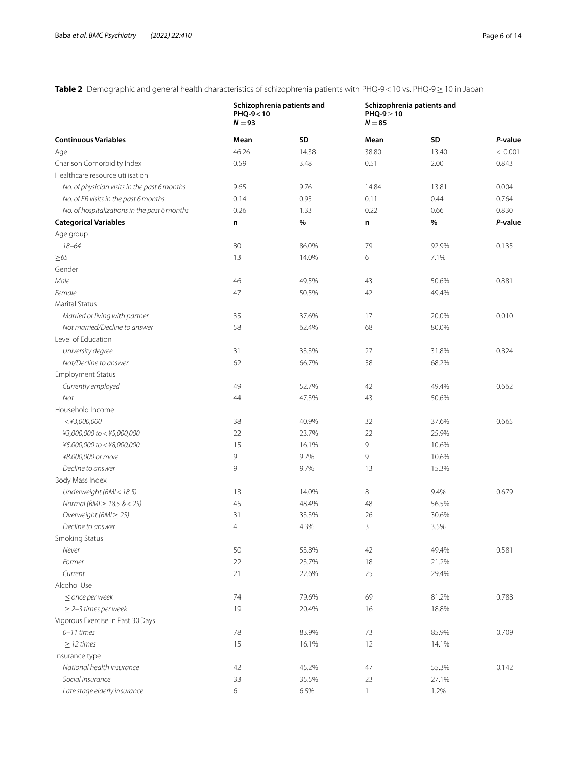**Table 2** Demographic and general health characteristics of schizophrenia patients with PHQ-9 < 10 vs. PHQ-9 ≥ 10 in Japan

| | Schizophrenia patients and PHQ-9 < 10 $N = 93$ | | Schizophrenia patients and PHQ-9 ≥ 10 $N = 85$ | | |
|---|---|---|---|---|---|
| **Continuous Variables** | **Mean** | **SD** | **Mean** | **SD** | ***P*-value** |
| Age | 46.26 | 14.38 | 38.80 | 13.40 | < 0.001 |
| Charlson Comorbidity Index | 0.59 | 3.48 | 0.51 | 2.00 | 0.843 |
| Healthcare resource utilisation | | | | | |
| *No. of physician visits in the past 6 months* | 9.65 | 9.76 | 14.84 | 13.81 | 0.004 |
| *No. of ER visits in the past 6 months* | 0.14 | 0.95 | 0.11 | 0.44 | 0.764 |
| *No. of hospitalizations in the past 6 months* | 0.26 | 1.33 | 0.22 | 0.66 | 0.830 |
| **Categorical Variables** | **n** | **%** | **n** | **%** | ***P*-value** |
| Age group | | | | | |
| *18–64* | 80 | 86.0% | 79 | 92.9% | 0.135 |
| *≥65* | 13 | 14.0% | 6 | 7.1% | |
| Gender | | | | | |
| *Male* | 46 | 49.5% | 43 | 50.6% | 0.881 |
| *Female* | 47 | 50.5% | 42 | 49.4% | |
| Marital Status | | | | | |
| *Married or living with partner* | 35 | 37.6% | 17 | 20.0% | 0.010 |
| *Not married/Decline to answer* | 58 | 62.4% | 68 | 80.0% | |
| Level of Education | | | | | |
| *University degree* | 31 | 33.3% | 27 | 31.8% | 0.824 |
| *Not/Decline to answer* | 62 | 66.7% | 58 | 68.2% | |
| Employment Status | | | | | |
| *Currently employed* | 49 | 52.7% | 42 | 49.4% | 0.662 |
| *Not* | 44 | 47.3% | 43 | 50.6% | |
| Household Income | | | | | |
| *< ¥3,000,000* | 38 | 40.9% | 32 | 37.6% | 0.665 |
| *¥3,000,000 to < ¥5,000,000* | 22 | 23.7% | 22 | 25.9% | |
| *¥5,000,000 to < ¥8,000,000* | 15 | 16.1% | 9 | 10.6% | |
| *¥8,000,000 or more* | 9 | 9.7% | 9 | 10.6% | |
| *Decline to answer* | 9 | 9.7% | 13 | 15.3% | |
| Body Mass Index | | | | | |
| *Underweight (BMI < 18.5)* | 13 | 14.0% | 8 | 9.4% | 0.679 |
| *Normal (BMI ≥ 18.5 & < 25)* | 45 | 48.4% | 48 | 56.5% | |
| *Overweight (BMI ≥ 25)* | 31 | 33.3% | 26 | 30.6% | |
| *Decline to answer* | 4 | 4.3% | 3 | 3.5% | |
| Smoking Status | | | | | |
| *Never* | 50 | 53.8% | 42 | 49.4% | 0.581 |
| *Former* | 22 | 23.7% | 18 | 21.2% | |
| *Current* | 21 | 22.6% | 25 | 29.4% | |
| Alcohol Use | | | | | |
| *≤ once per week* | 74 | 79.6% | 69 | 81.2% | 0.788 |
| *≥ 2–3 times per week* | 19 | 20.4% | 16 | 18.8% | |
| Vigorous Exercise in Past 30 Days | | | | | |
| *0–11 times* | 78 | 83.9% | 73 | 85.9% | 0.709 |
| *≥ 12 times* | 15 | 16.1% | 12 | 14.1% | |
| Insurance type | | | | | |
| *National health insurance* | 42 | 45.2% | 47 | 55.3% | 0.142 |
| *Social insurance* | 33 | 35.5% | 23 | 27.1% | |
| *Late stage elderly insurance* | 6 | 6.5% | 1 | 1.2% | |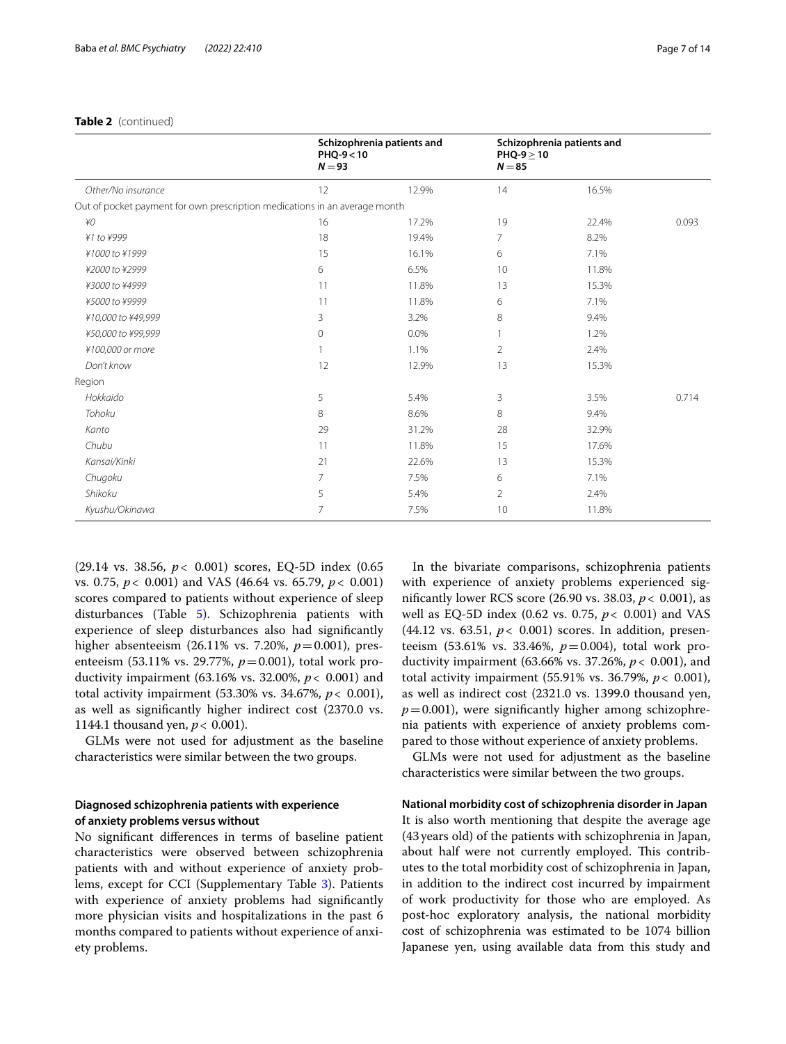**Table 2** (continued)

| | Schizophrenia patients and PHQ-9 < 10 N = 93 | | Schizophrenia patients and PHQ-9 ≥ 10 N = 85 | | |
|---|---|---|---|---|---|
| *Other/No insurance* | 12 | 12.9% | 14 | 16.5% | |
| Out of pocket payment for own prescription medications in an average month | | | | | |
| *¥0* | 16 | 17.2% | 19 | 22.4% | 0.093 |
| *¥1 to ¥999* | 18 | 19.4% | 7 | 8.2% | |
| *¥1000 to ¥1999* | 15 | 16.1% | 6 | 7.1% | |
| *¥2000 to ¥2999* | 6 | 6.5% | 10 | 11.8% | |
| *¥3000 to ¥4999* | 11 | 11.8% | 13 | 15.3% | |
| *¥5000 to ¥9999* | 11 | 11.8% | 6 | 7.1% | |
| *¥10,000 to ¥49,999* | 3 | 3.2% | 8 | 9.4% | |
| *¥50,000 to ¥99,999* | 0 | 0.0% | 1 | 1.2% | |
| *¥100,000 or more* | 1 | 1.1% | 2 | 2.4% | |
| *Don't know* | 12 | 12.9% | 13 | 15.3% | |
| Region | | | | | |
| *Hokkaido* | 5 | 5.4% | 3 | 3.5% | 0.714 |
| *Tohoku* | 8 | 8.6% | 8 | 9.4% | |
| *Kanto* | 29 | 31.2% | 28 | 32.9% | |
| *Chubu* | 11 | 11.8% | 15 | 17.6% | |
| *Kansai/Kinki* | 21 | 22.6% | 13 | 15.3% | |
| *Chugoku* | 7 | 7.5% | 6 | 7.1% | |
| *Shikoku* | 5 | 5.4% | 2 | 2.4% | |
| *Kyushu/Okinawa* | 7 | 7.5% | 10 | 11.8% | |

(29.14 vs. 38.56, $p < 0.001$) scores, EQ-5D index (0.65 vs. 0.75, $p < 0.001$) and VAS (46.64 vs. 65.79, $p < 0.001$) scores compared to patients without experience of sleep disturbances (Table 5). Schizophrenia patients with experience of sleep disturbances also had significantly higher absenteeism (26.11% vs. 7.20%, $p = 0.001$), presenteeism (53.11% vs. 29.77%, $p = 0.001$), total work productivity impairment (63.16% vs. 32.00%, $p < 0.001$) and total activity impairment (53.30% vs. 34.67%, $p < 0.001$), as well as significantly higher indirect cost (2370.0 vs. 1144.1 thousand yen, $p < 0.001$).

GLMs were not used for adjustment as the baseline characteristics were similar between the two groups.

### Diagnosed schizophrenia patients with experience of anxiety problems versus without

No significant differences in terms of baseline patient characteristics were observed between schizophrenia patients with and without experience of anxiety problems, except for CCI (Supplementary Table 3). Patients with experience of anxiety problems had significantly more physician visits and hospitalizations in the past 6 months compared to patients without experience of anxiety problems.

In the bivariate comparisons, schizophrenia patients with experience of anxiety problems experienced significantly lower RCS score (26.90 vs. 38.03, $p < 0.001$), as well as EQ-5D index (0.62 vs. 0.75, $p < 0.001$) and VAS (44.12 vs. 63.51, $p < 0.001$) scores. In addition, presenteeism (53.61% vs. 33.46%, $p = 0.004$), total work productivity impairment (63.66% vs. 37.26%, $p < 0.001$), and total activity impairment (55.91% vs. 36.79%, $p < 0.001$), as well as indirect cost (2321.0 vs. 1399.0 thousand yen, $p = 0.001$), were significantly higher among schizophrenia patients with experience of anxiety problems compared to those without experience of anxiety problems.

GLMs were not used for adjustment as the baseline characteristics were similar between the two groups.

### National morbidity cost of schizophrenia disorder in Japan

It is also worth mentioning that despite the average age (43 years old) of the patients with schizophrenia in Japan, about half were not currently employed. This contributes to the total morbidity cost of schizophrenia in Japan, in addition to the indirect cost incurred by impairment of work productivity for those who are employed. As post-hoc exploratory analysis, the national morbidity cost of schizophrenia was estimated to be 1074 billion Japanese yen, using available data from this study and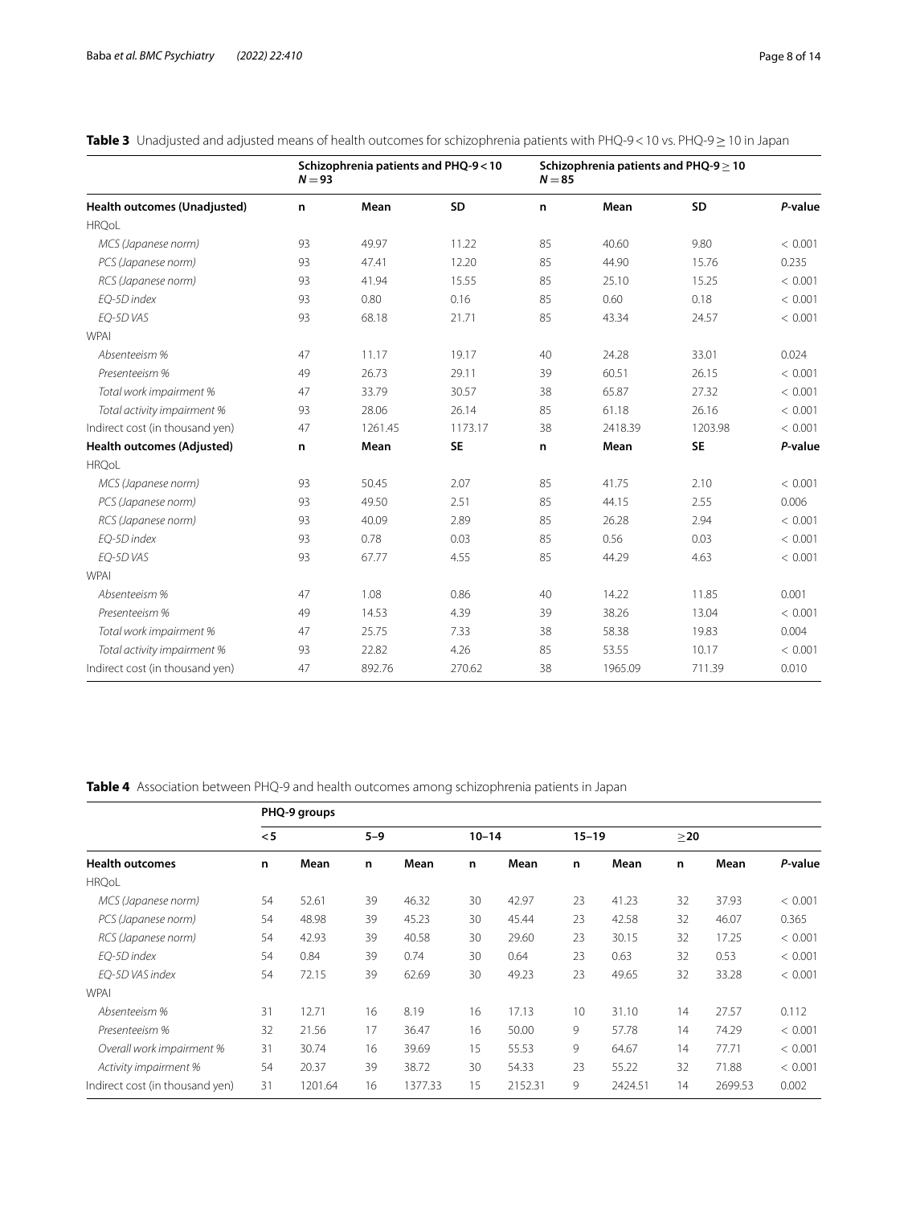**Table 3** Unadjusted and adjusted means of health outcomes for schizophrenia patients with PHQ-9 < 10 vs. PHQ-9 ≥ 10 in Japan

| | Schizophrenia patients and PHQ-9 < 10 $N = 93$ | | | Schizophrenia patients and PHQ-9 ≥ 10 $N = 85$ | | | |
|---|---|---|---|---|---|---|---|
| **Health outcomes (Unadjusted)** | **n** | **Mean** | **SD** | **n** | **Mean** | **SD** | ***P*-value** |
| HRQoL | | | | | | | |
| *MCS (Japanese norm)* | 93 | 49.97 | 11.22 | 85 | 40.60 | 9.80 | < 0.001 |
| *PCS (Japanese norm)* | 93 | 47.41 | 12.20 | 85 | 44.90 | 15.76 | 0.235 |
| *RCS (Japanese norm)* | 93 | 41.94 | 15.55 | 85 | 25.10 | 15.25 | < 0.001 |
| *EQ-5D index* | 93 | 0.80 | 0.16 | 85 | 0.60 | 0.18 | < 0.001 |
| *EQ-5D VAS* | 93 | 68.18 | 21.71 | 85 | 43.34 | 24.57 | < 0.001 |
| WPAI | | | | | | | |
| *Absenteeism %* | 47 | 11.17 | 19.17 | 40 | 24.28 | 33.01 | 0.024 |
| *Presenteeism %* | 49 | 26.73 | 29.11 | 39 | 60.51 | 26.15 | < 0.001 |
| *Total work impairment %* | 47 | 33.79 | 30.57 | 38 | 65.87 | 27.32 | < 0.001 |
| *Total activity impairment %* | 93 | 28.06 | 26.14 | 85 | 61.18 | 26.16 | < 0.001 |
| Indirect cost (in thousand yen) | 47 | 1261.45 | 1173.17 | 38 | 2418.39 | 1203.98 | < 0.001 |
| **Health outcomes (Adjusted)** | **n** | **Mean** | **SE** | **n** | **Mean** | **SE** | ***P*-value** |
| HRQoL | | | | | | | |
| *MCS (Japanese norm)* | 93 | 50.45 | 2.07 | 85 | 41.75 | 2.10 | < 0.001 |
| *PCS (Japanese norm)* | 93 | 49.50 | 2.51 | 85 | 44.15 | 2.55 | 0.006 |
| *RCS (Japanese norm)* | 93 | 40.09 | 2.89 | 85 | 26.28 | 2.94 | < 0.001 |
| *EQ-5D index* | 93 | 0.78 | 0.03 | 85 | 0.56 | 0.03 | < 0.001 |
| *EQ-5D VAS* | 93 | 67.77 | 4.55 | 85 | 44.29 | 4.63 | < 0.001 |
| WPAI | | | | | | | |
| *Absenteeism %* | 47 | 1.08 | 0.86 | 40 | 14.22 | 11.85 | 0.001 |
| *Presenteeism %* | 49 | 14.53 | 4.39 | 39 | 38.26 | 13.04 | < 0.001 |
| *Total work impairment %* | 47 | 25.75 | 7.33 | 38 | 58.38 | 19.83 | 0.004 |
| *Total activity impairment %* | 93 | 22.82 | 4.26 | 85 | 53.55 | 10.17 | < 0.001 |
| Indirect cost (in thousand yen) | 47 | 892.76 | 270.62 | 38 | 1965.09 | 711.39 | 0.010 |

**Table 4** Association between PHQ-9 and health outcomes among schizophrenia patients in Japan

| | PHQ-9 groups | | | | | | | | | | |
|---|---|---|---|---|---|---|---|---|---|---|---|
| | **< 5** | | **5–9** | | **10–14** | | **15–19** | | **≥20** | | |
| **Health outcomes** | **n** | **Mean** | **n** | **Mean** | **n** | **Mean** | **n** | **Mean** | **n** | **Mean** | ***P*-value** |
| HRQoL | | | | | | | | | | | |
| *MCS (Japanese norm)* | 54 | 52.61 | 39 | 46.32 | 30 | 42.97 | 23 | 41.23 | 32 | 37.93 | < 0.001 |
| *PCS (Japanese norm)* | 54 | 48.98 | 39 | 45.23 | 30 | 45.44 | 23 | 42.58 | 32 | 46.07 | 0.365 |
| *RCS (Japanese norm)* | 54 | 42.93 | 39 | 40.58 | 30 | 29.60 | 23 | 30.15 | 32 | 17.25 | < 0.001 |
| *EQ-5D index* | 54 | 0.84 | 39 | 0.74 | 30 | 0.64 | 23 | 0.63 | 32 | 0.53 | < 0.001 |
| *EQ-5D VAS index* | 54 | 72.15 | 39 | 62.69 | 30 | 49.23 | 23 | 49.65 | 32 | 33.28 | < 0.001 |
| WPAI | | | | | | | | | | | |
| *Absenteeism %* | 31 | 12.71 | 16 | 8.19 | 16 | 17.13 | 10 | 31.10 | 14 | 27.57 | 0.112 |
| *Presenteeism %* | 32 | 21.56 | 17 | 36.47 | 16 | 50.00 | 9 | 57.78 | 14 | 74.29 | < 0.001 |
| *Overall work impairment %* | 31 | 30.74 | 16 | 39.69 | 15 | 55.53 | 9 | 64.67 | 14 | 77.71 | < 0.001 |
| *Activity impairment %* | 54 | 20.37 | 39 | 38.72 | 30 | 54.33 | 23 | 55.22 | 32 | 71.88 | < 0.001 |
| Indirect cost (in thousand yen) | 31 | 1201.64 | 16 | 1377.33 | 15 | 2152.31 | 9 | 2424.51 | 14 | 2699.53 | 0.002 |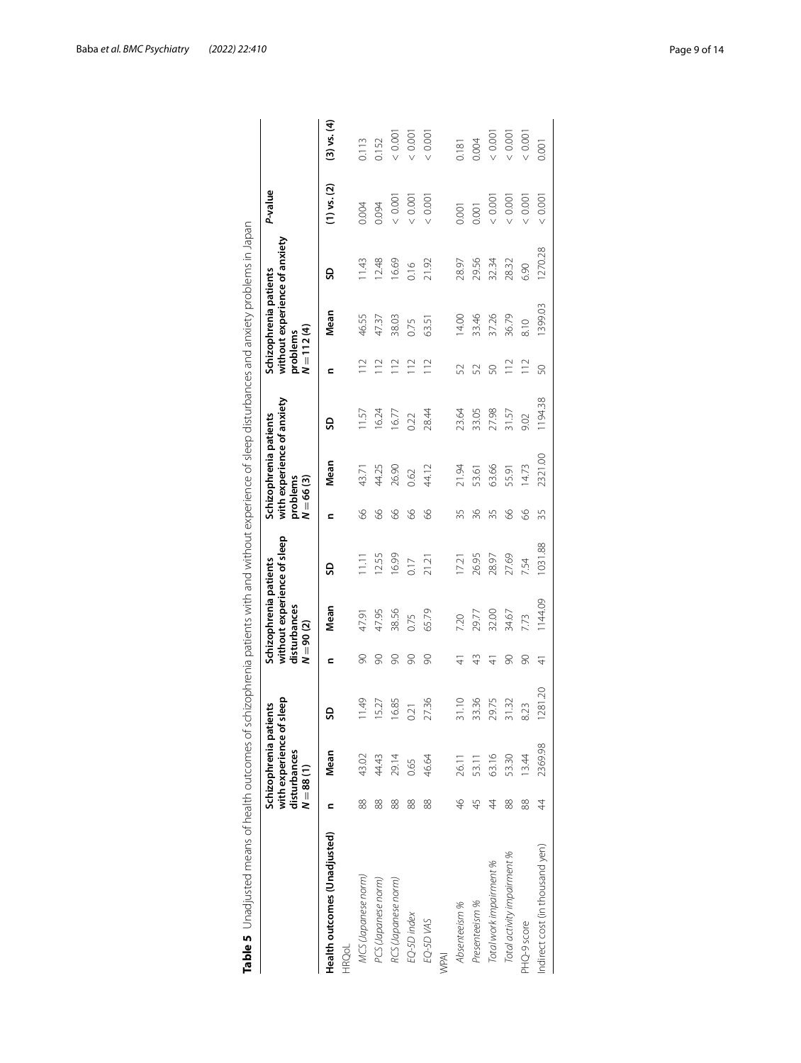**Table 5** Unadjusted means of health outcomes of schizophrenia patients with and without experience of sleep disturbances and anxiety problems in Japan

| | Schizophrenia patients with experience of sleep disturbances $N = 88$ (1) | | | Schizophrenia patients without experience of sleep disturbances $N = 90$ (2) | | | Schizophrenia patients with experience of anxiety problems $N = 66$ (3) | | | Schizophrenia patients without experience of anxiety problems $N = 112$ (4) | | | *P*-value | |
|---|---|---|---|---|---|---|---|---|---|---|---|---|---|---|
| **Health outcomes (Unadjusted)** | **n** | **Mean** | **SD** | **n** | **Mean** | **SD** | **n** | **Mean** | **SD** | **n** | **Mean** | **SD** | **(1) vs. (2)** | **(3) vs. (4)** |
| HRQoL | | | | | | | | | | | | | | |
| *MCS (Japanese norm)* | 88 | 43.02 | 11.49 | 90 | 47.91 | 11.11 | 66 | 43.71 | 11.57 | 112 | 46.55 | 11.43 | 0.004 | 0.113 |
| *PCS (Japanese norm)* | 88 | 44.43 | 15.27 | 90 | 47.95 | 12.55 | 66 | 44.25 | 16.24 | 112 | 47.37 | 12.48 | 0.094 | 0.152 |
| *RCS (Japanese norm)* | 88 | 29.14 | 16.85 | 90 | 38.56 | 16.99 | 66 | 26.90 | 16.77 | 112 | 38.03 | 16.69 | < 0.001 | < 0.001 |
| *EQ-5D index* | 88 | 0.65 | 0.21 | 90 | 0.75 | 0.17 | 66 | 0.62 | 0.22 | 112 | 0.75 | 0.16 | < 0.001 | < 0.001 |
| *EQ-5D VAS* | 88 | 46.64 | 27.36 | 90 | 65.79 | 21.21 | 66 | 44.12 | 28.44 | 112 | 63.51 | 21.92 | < 0.001 | < 0.001 |
| WPAI | | | | | | | | | | | | | | |
| *Absenteeism %* | 46 | 26.11 | 31.10 | 41 | 7.20 | 17.21 | 35 | 21.94 | 23.64 | 52 | 14.00 | 28.97 | 0.001 | 0.181 |
| *Presenteeism %* | 45 | 53.11 | 33.36 | 43 | 29.77 | 26.95 | 36 | 53.61 | 33.05 | 52 | 33.46 | 29.56 | 0.001 | 0.004 |
| *Total work impairment %* | 44 | 63.16 | 29.75 | 41 | 32.00 | 28.97 | 35 | 63.66 | 27.98 | 50 | 37.26 | 32.34 | < 0.001 | < 0.001 |
| *Total activity impairment %* | 88 | 53.30 | 31.32 | 90 | 34.67 | 27.69 | 66 | 55.91 | 31.57 | 112 | 36.79 | 28.32 | < 0.001 | < 0.001 |
| PHQ-9 score | 88 | 13.44 | 8.23 | 90 | 7.73 | 7.54 | 66 | 14.73 | 9.02 | 112 | 8.10 | 6.90 | < 0.001 | < 0.001 |
| Indirect cost (in thousand yen) | 44 | 2369.98 | 1281.20 | 41 | 1144.09 | 1031.88 | 35 | 2321.00 | 1194.38 | 50 | 1399.03 | 1270.28 | < 0.001 | 0.001 |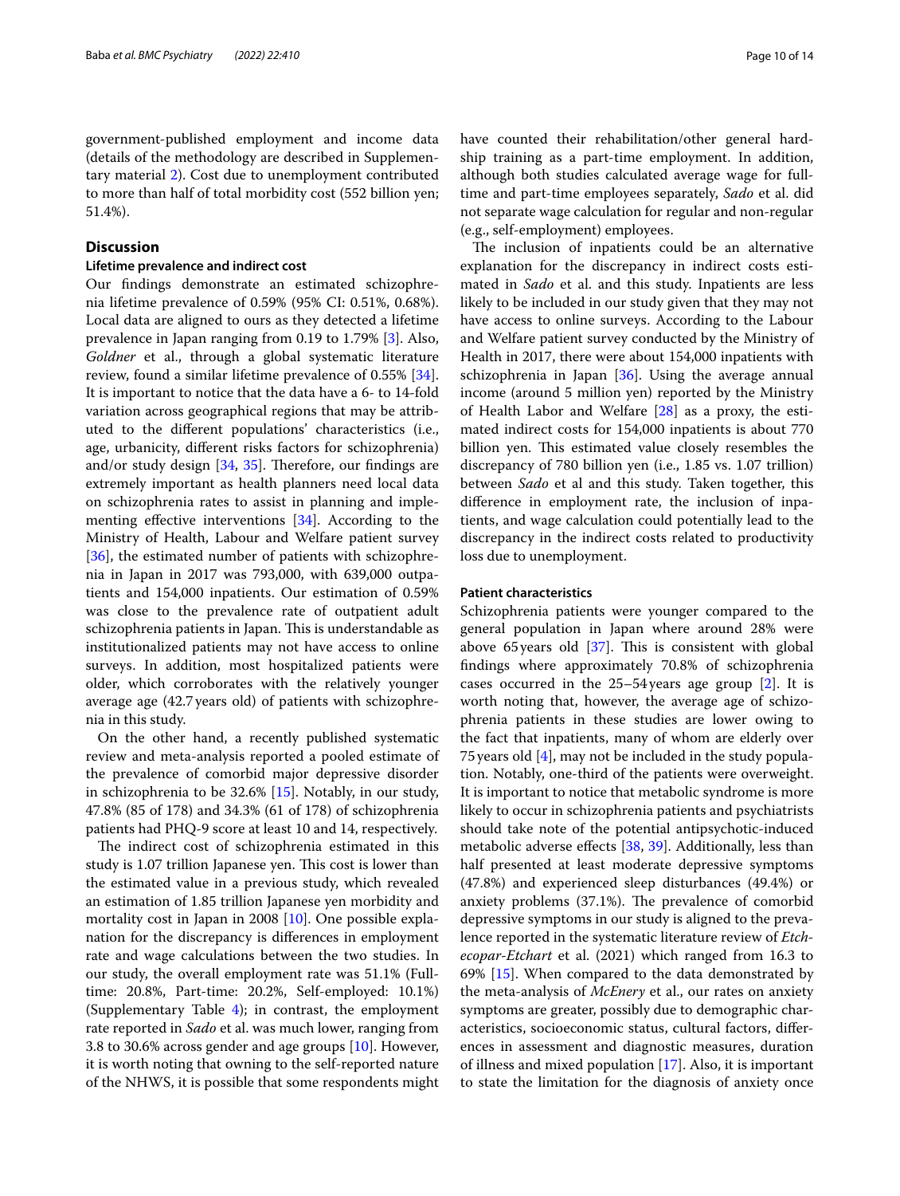government-published employment and income data (details of the methodology are described in Supplementary material 2). Cost due to unemployment contributed to more than half of total morbidity cost (552 billion yen; 51.4%).

## Discussion

### Lifetime prevalence and indirect cost

Our findings demonstrate an estimated schizophrenia lifetime prevalence of 0.59% (95% CI: 0.51%, 0.68%). Local data are aligned to ours as they detected a lifetime prevalence in Japan ranging from 0.19 to 1.79% [3]. Also, *Goldner* et al., through a global systematic literature review, found a similar lifetime prevalence of 0.55% [34]. It is important to notice that the data have a 6- to 14-fold variation across geographical regions that may be attributed to the different populations' characteristics (i.e., age, urbanicity, different risks factors for schizophrenia) and/or study design [34, 35]. Therefore, our findings are extremely important as health planners need local data on schizophrenia rates to assist in planning and implementing effective interventions [34]. According to the Ministry of Health, Labour and Welfare patient survey [36], the estimated number of patients with schizophrenia in Japan in 2017 was 793,000, with 639,000 outpatients and 154,000 inpatients. Our estimation of 0.59% was close to the prevalence rate of outpatient adult schizophrenia patients in Japan. This is understandable as institutionalized patients may not have access to online surveys. In addition, most hospitalized patients were older, which corroborates with the relatively younger average age (42.7 years old) of patients with schizophrenia in this study.

On the other hand, a recently published systematic review and meta-analysis reported a pooled estimate of the prevalence of comorbid major depressive disorder in schizophrenia to be 32.6% [15]. Notably, in our study, 47.8% (85 of 178) and 34.3% (61 of 178) of schizophrenia patients had PHQ-9 score at least 10 and 14, respectively.

The indirect cost of schizophrenia estimated in this study is 1.07 trillion Japanese yen. This cost is lower than the estimated value in a previous study, which revealed an estimation of 1.85 trillion Japanese yen morbidity and mortality cost in Japan in 2008 [10]. One possible explanation for the discrepancy is differences in employment rate and wage calculations between the two studies. In our study, the overall employment rate was 51.1% (Full-time: 20.8%, Part-time: 20.2%, Self-employed: 10.1%) (Supplementary Table 4); in contrast, the employment rate reported in *Sado* et al. was much lower, ranging from 3.8 to 30.6% across gender and age groups [10]. However, it is worth noting that owning to the self-reported nature of the NHWS, it is possible that some respondents might have counted their rehabilitation/other general hardship training as a part-time employment. In addition, although both studies calculated average wage for full-time and part-time employees separately, *Sado* et al. did not separate wage calculation for regular and non-regular (e.g., self-employment) employees.

The inclusion of inpatients could be an alternative explanation for the discrepancy in indirect costs estimated in *Sado* et al. and this study. Inpatients are less likely to be included in our study given that they may not have access to online surveys. According to the Labour and Welfare patient survey conducted by the Ministry of Health in 2017, there were about 154,000 inpatients with schizophrenia in Japan [36]. Using the average annual income (around 5 million yen) reported by the Ministry of Health Labor and Welfare [28] as a proxy, the estimated indirect costs for 154,000 inpatients is about 770 billion yen. This estimated value closely resembles the discrepancy of 780 billion yen (i.e., 1.85 vs. 1.07 trillion) between *Sado* et al and this study. Taken together, this difference in employment rate, the inclusion of inpatients, and wage calculation could potentially lead to the discrepancy in the indirect costs related to productivity loss due to unemployment.

### Patient characteristics

Schizophrenia patients were younger compared to the general population in Japan where around 28% were above 65 years old [37]. This is consistent with global findings where approximately 70.8% of schizophrenia cases occurred in the 25–54 years age group [2]. It is worth noting that, however, the average age of schizophrenia patients in these studies are lower owing to the fact that inpatients, many of whom are elderly over 75 years old [4], may not be included in the study population. Notably, one-third of the patients were overweight. It is important to notice that metabolic syndrome is more likely to occur in schizophrenia patients and psychiatrists should take note of the potential antipsychotic-induced metabolic adverse effects [38, 39]. Additionally, less than half presented at least moderate depressive symptoms (47.8%) and experienced sleep disturbances (49.4%) or anxiety problems (37.1%). The prevalence of comorbid depressive symptoms in our study is aligned to the prevalence reported in the systematic literature review of *Etchecopar-Etchart* et al. (2021) which ranged from 16.3 to 69% [15]. When compared to the data demonstrated by the meta-analysis of *McEnery* et al., our rates on anxiety symptoms are greater, possibly due to demographic characteristics, socioeconomic status, cultural factors, differences in assessment and diagnostic measures, duration of illness and mixed population [17]. Also, it is important to state the limitation for the diagnosis of anxiety once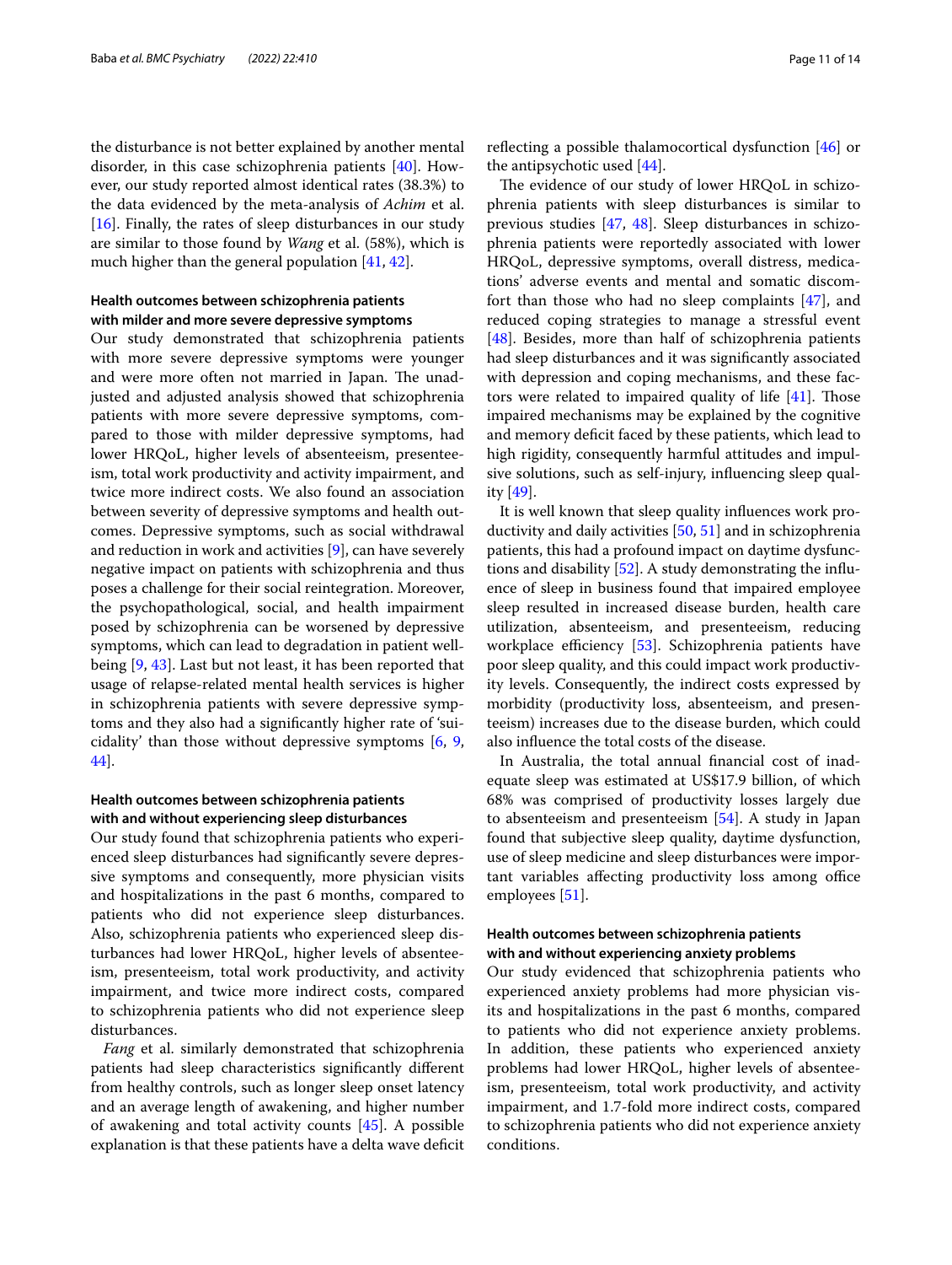the disturbance is not better explained by another mental disorder, in this case schizophrenia patients [40]. However, our study reported almost identical rates (38.3%) to the data evidenced by the meta-analysis of *Achim* et al. [16]. Finally, the rates of sleep disturbances in our study are similar to those found by *Wang* et al. (58%), which is much higher than the general population [41, 42].

### Health outcomes between schizophrenia patients with milder and more severe depressive symptoms

Our study demonstrated that schizophrenia patients with more severe depressive symptoms were younger and were more often not married in Japan. The unadjusted and adjusted analysis showed that schizophrenia patients with more severe depressive symptoms, compared to those with milder depressive symptoms, had lower HRQoL, higher levels of absenteeism, presenteeism, total work productivity and activity impairment, and twice more indirect costs. We also found an association between severity of depressive symptoms and health outcomes. Depressive symptoms, such as social withdrawal and reduction in work and activities [9], can have severely negative impact on patients with schizophrenia and thus poses a challenge for their social reintegration. Moreover, the psychopathological, social, and health impairment posed by schizophrenia can be worsened by depressive symptoms, which can lead to degradation in patient wellbeing [9, 43]. Last but not least, it has been reported that usage of relapse-related mental health services is higher in schizophrenia patients with severe depressive symptoms and they also had a significantly higher rate of 'suicidality' than those without depressive symptoms [6, 9, 44].

### Health outcomes between schizophrenia patients with and without experiencing sleep disturbances

Our study found that schizophrenia patients who experienced sleep disturbances had significantly severe depressive symptoms and consequently, more physician visits and hospitalizations in the past 6 months, compared to patients who did not experience sleep disturbances. Also, schizophrenia patients who experienced sleep disturbances had lower HRQoL, higher levels of absenteeism, presenteeism, total work productivity, and activity impairment, and twice more indirect costs, compared to schizophrenia patients who did not experience sleep disturbances.

*Fang* et al. similarly demonstrated that schizophrenia patients had sleep characteristics significantly different from healthy controls, such as longer sleep onset latency and an average length of awakening, and higher number of awakening and total activity counts [45]. A possible explanation is that these patients have a delta wave deficit reflecting a possible thalamocortical dysfunction [46] or the antipsychotic used [44].

The evidence of our study of lower HRQoL in schizophrenia patients with sleep disturbances is similar to previous studies [47, 48]. Sleep disturbances in schizophrenia patients were reportedly associated with lower HRQoL, depressive symptoms, overall distress, medications' adverse events and mental and somatic discomfort than those who had no sleep complaints [47], and reduced coping strategies to manage a stressful event [48]. Besides, more than half of schizophrenia patients had sleep disturbances and it was significantly associated with depression and coping mechanisms, and these factors were related to impaired quality of life [41]. Those impaired mechanisms may be explained by the cognitive and memory deficit faced by these patients, which lead to high rigidity, consequently harmful attitudes and impulsive solutions, such as self-injury, influencing sleep quality [49].

It is well known that sleep quality influences work productivity and daily activities [50, 51] and in schizophrenia patients, this had a profound impact on daytime dysfunctions and disability [52]. A study demonstrating the influence of sleep in business found that impaired employee sleep resulted in increased disease burden, health care utilization, absenteeism, and presenteeism, reducing workplace efficiency [53]. Schizophrenia patients have poor sleep quality, and this could impact work productivity levels. Consequently, the indirect costs expressed by morbidity (productivity loss, absenteeism, and presenteeism) increases due to the disease burden, which could also influence the total costs of the disease.

In Australia, the total annual financial cost of inadequate sleep was estimated at US$17.9 billion, of which 68% was comprised of productivity losses largely due to absenteeism and presenteeism [54]. A study in Japan found that subjective sleep quality, daytime dysfunction, use of sleep medicine and sleep disturbances were important variables affecting productivity loss among office employees [51].

### Health outcomes between schizophrenia patients with and without experiencing anxiety problems

Our study evidenced that schizophrenia patients who experienced anxiety problems had more physician visits and hospitalizations in the past 6 months, compared to patients who did not experience anxiety problems. In addition, these patients who experienced anxiety problems had lower HRQoL, higher levels of absenteeism, presenteeism, total work productivity, and activity impairment, and 1.7-fold more indirect costs, compared to schizophrenia patients who did not experience anxiety conditions.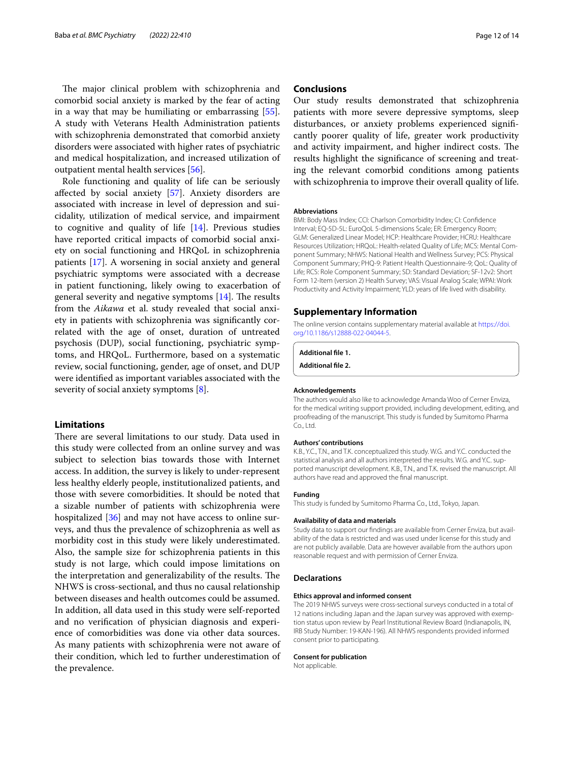The major clinical problem with schizophrenia and comorbid social anxiety is marked by the fear of acting in a way that may be humiliating or embarrassing [55]. A study with Veterans Health Administration patients with schizophrenia demonstrated that comorbid anxiety disorders were associated with higher rates of psychiatric and medical hospitalization, and increased utilization of outpatient mental health services [56].

Role functioning and quality of life can be seriously affected by social anxiety [57]. Anxiety disorders are associated with increase in level of depression and suicidality, utilization of medical service, and impairment to cognitive and quality of life [14]. Previous studies have reported critical impacts of comorbid social anxiety on social functioning and HRQoL in schizophrenia patients [17]. A worsening in social anxiety and general psychiatric symptoms were associated with a decrease in patient functioning, likely owing to exacerbation of general severity and negative symptoms [14]. The results from the *Aikawa* et al. study revealed that social anxiety in patients with schizophrenia was significantly correlated with the age of onset, duration of untreated psychosis (DUP), social functioning, psychiatric symptoms, and HRQoL. Furthermore, based on a systematic review, social functioning, gender, age of onset, and DUP were identified as important variables associated with the severity of social anxiety symptoms [8].

## Limitations

There are several limitations to our study. Data used in this study were collected from an online survey and was subject to selection bias towards those with Internet access. In addition, the survey is likely to under-represent less healthy elderly people, institutionalized patients, and those with severe comorbidities. It should be noted that a sizable number of patients with schizophrenia were hospitalized [36] and may not have access to online surveys, and thus the prevalence of schizophrenia as well as morbidity cost in this study were likely underestimated. Also, the sample size for schizophrenia patients in this study is not large, which could impose limitations on the interpretation and generalizability of the results. The NHWS is cross-sectional, and thus no causal relationship between diseases and health outcomes could be assumed. In addition, all data used in this study were self-reported and no verification of physician diagnosis and experience of comorbidities was done via other data sources. As many patients with schizophrenia were not aware of their condition, which led to further underestimation of the prevalence.

## Conclusions

Our study results demonstrated that schizophrenia patients with more severe depressive symptoms, sleep disturbances, or anxiety problems experienced significantly poorer quality of life, greater work productivity and activity impairment, and higher indirect costs. The results highlight the significance of screening and treating the relevant comorbid conditions among patients with schizophrenia to improve their overall quality of life.

### Abbreviations

BMI: Body Mass Index; CCI: Charlson Comorbidity Index; CI: Confidence Interval; EQ-5D-5L: EuroQoL 5-dimensions Scale; ER: Emergency Room; GLM: Generalized Linear Model; HCP: Healthcare Provider; HCRU: Healthcare Resources Utilization; HRQoL: Health-related Quality of Life; MCS: Mental Component Summary; NHWS: National Health and Wellness Survey; PCS: Physical Component Summary; PHQ-9: Patient Health Questionnaire-9; QoL: Quality of Life; RCS: Role Component Summary; SD: Standard Deviation; SF-12v2: Short Form 12-Item (version 2) Health Survey; VAS: Visual Analog Scale; WPAI: Work Productivity and Activity Impairment; YLD: years of life lived with disability.

## Supplementary Information

The online version contains supplementary material available at https://doi.org/10.1186/s12888-022-04044-5.

**Additional file 1.**

**Additional file 2.**

### Acknowledgements

The authors would also like to acknowledge Amanda Woo of Cerner Enviza, for the medical writing support provided, including development, editing, and proofreading of the manuscript. This study is funded by Sumitomo Pharma Co., Ltd.

### Authors' contributions

K.B., Y.C., T.N., and T.K. conceptualized this study. W.G. and Y.C. conducted the statistical analysis and all authors interpreted the results. W.G. and Y.C. supported manuscript development. K.B., T.N., and T.K. revised the manuscript. All authors have read and approved the final manuscript.

### Funding

This study is funded by Sumitomo Pharma Co., Ltd., Tokyo, Japan.

### Availability of data and materials

Study data to support our findings are available from Cerner Enviza, but availability of the data is restricted and was used under license for this study and are not publicly available. Data are however available from the authors upon reasonable request and with permission of Cerner Enviza.

## Declarations

### Ethics approval and informed consent

The 2019 NHWS surveys were cross-sectional surveys conducted in a total of 12 nations including Japan and the Japan survey was approved with exemption status upon review by Pearl Institutional Review Board (Indianapolis, IN, IRB Study Number: 19-KAN-196). All NHWS respondents provided informed consent prior to participating.

### Consent for publication

Not applicable.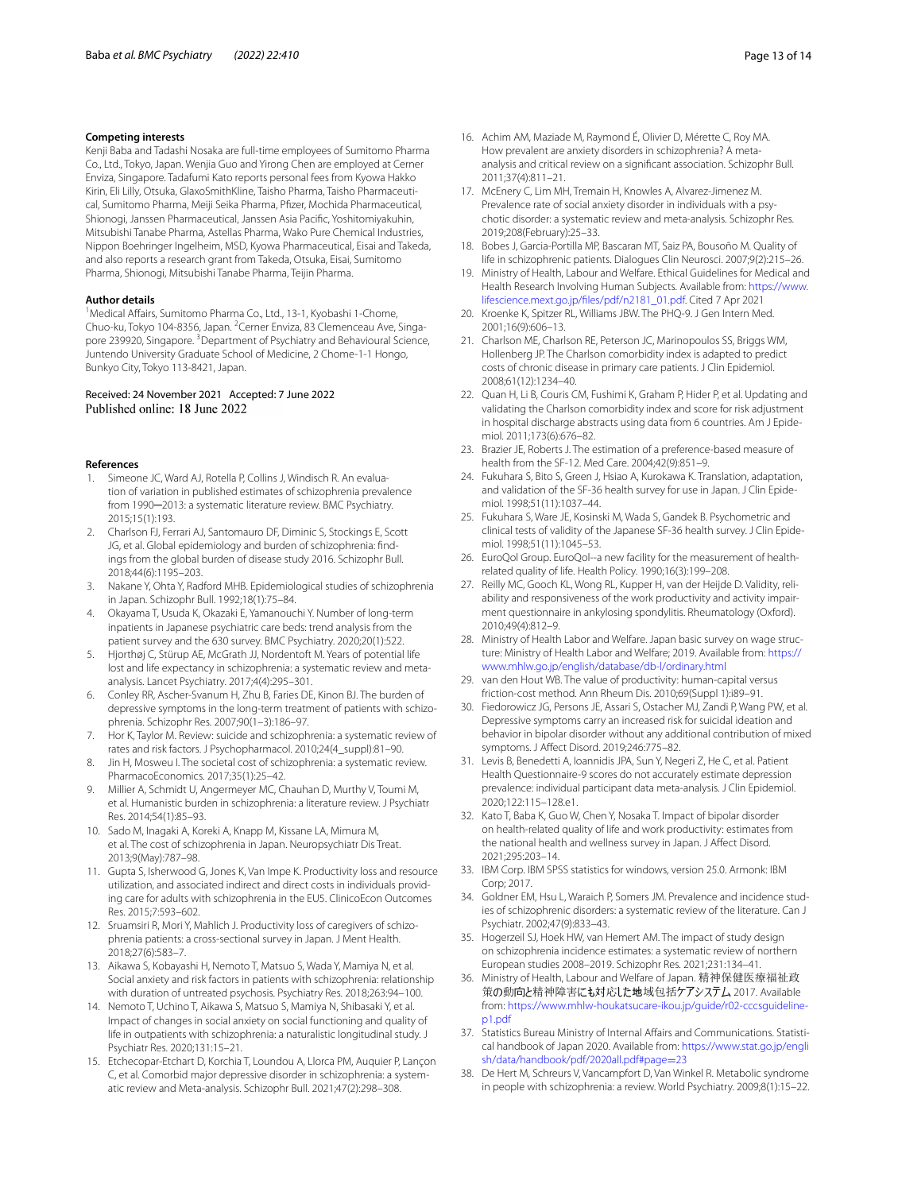### Competing interests

Kenji Baba and Tadashi Nosaka are full-time employees of Sumitomo Pharma Co., Ltd., Tokyo, Japan. Wenjia Guo and Yirong Chen are employed at Cerner Enviza, Singapore. Tadafumi Kato reports personal fees from Kyowa Hakko Kirin, Eli Lilly, Otsuka, GlaxoSmithKline, Taisho Pharma, Taisho Pharmaceutical, Sumitomo Pharma, Meiji Seika Pharma, Pfizer, Mochida Pharmaceutical, Shionogi, Janssen Pharmaceutical, Janssen Asia Pacific, Yoshitomiyakuhin, Mitsubishi Tanabe Pharma, Astellas Pharma, Wako Pure Chemical Industries, Nippon Boehringer Ingelheim, MSD, Kyowa Pharmaceutical, Eisai and Takeda, and also reports a research grant from Takeda, Otsuka, Eisai, Sumitomo Pharma, Shionogi, Mitsubishi Tanabe Pharma, Teijin Pharma.

### Author details

[1]Medical Affairs, Sumitomo Pharma Co., Ltd., 13-1, Kyobashi 1-Chome, Chuo-ku, Tokyo 104-8356, Japan. [2]Cerner Enviza, 83 Clemenceau Ave, Singapore 239920, Singapore. [3]Department of Psychiatry and Behavioural Science, Juntendo University Graduate School of Medicine, 2 Chome-1-1 Hongo, Bunkyo City, Tokyo 113-8421, Japan.

Received: 24 November 2021 Accepted: 7 June 2022
Published online: 18 June 2022

### References

1. Simeone JC, Ward AJ, Rotella P, Collins J, Windisch R. An evaluation of variation in published estimates of schizophrenia prevalence from 1990─2013: a systematic literature review. BMC Psychiatry. 2015;15(1):193.
2. Charlson FJ, Ferrari AJ, Santomauro DF, Diminic S, Stockings E, Scott JG, et al. Global epidemiology and burden of schizophrenia: findings from the global burden of disease study 2016. Schizophr Bull. 2018;44(6):1195–203.
3. Nakane Y, Ohta Y, Radford MHB. Epidemiological studies of schizophrenia in Japan. Schizophr Bull. 1992;18(1):75–84.
4. Okayama T, Usuda K, Okazaki E, Yamanouchi Y. Number of long-term inpatients in Japanese psychiatric care beds: trend analysis from the patient survey and the 630 survey. BMC Psychiatry. 2020;20(1):522.
5. Hjorthøj C, Stürup AE, McGrath JJ, Nordentoft M. Years of potential life lost and life expectancy in schizophrenia: a systematic review and meta-analysis. Lancet Psychiatry. 2017;4(4):295–301.
6. Conley RR, Ascher-Svanum H, Zhu B, Faries DE, Kinon BJ. The burden of depressive symptoms in the long-term treatment of patients with schizophrenia. Schizophr Res. 2007;90(1–3):186–97.
7. Hor K, Taylor M. Review: suicide and schizophrenia: a systematic review of rates and risk factors. J Psychopharmacol. 2010;24(4_suppl):81–90.
8. Jin H, Mosweu I. The societal cost of schizophrenia: a systematic review. PharmacoEconomics. 2017;35(1):25–42.
9. Millier A, Schmidt U, Angermeyer MC, Chauhan D, Murthy V, Toumi M, et al. Humanistic burden in schizophrenia: a literature review. J Psychiatr Res. 2014;54(1):85–93.
10. Sado M, Inagaki A, Koreki A, Knapp M, Kissane LA, Mimura M, et al. The cost of schizophrenia in Japan. Neuropsychiatr Dis Treat. 2013;9(May):787–98.
11. Gupta S, Isherwood G, Jones K, Van Impe K. Productivity loss and resource utilization, and associated indirect and direct costs in individuals providing care for adults with schizophrenia in the EU5. ClinicoEcon Outcomes Res. 2015;7:593–602.
12. Sruamsiri R, Mori Y, Mahlich J. Productivity loss of caregivers of schizophrenia patients: a cross-sectional survey in Japan. J Ment Health. 2018;27(6):583–7.
13. Aikawa S, Kobayashi H, Nemoto T, Matsuo S, Wada Y, Mamiya N, et al. Social anxiety and risk factors in patients with schizophrenia: relationship with duration of untreated psychosis. Psychiatry Res. 2018;263:94–100.
14. Nemoto T, Uchino T, Aikawa S, Matsuo S, Mamiya N, Shibasaki Y, et al. Impact of changes in social anxiety on social functioning and quality of life in outpatients with schizophrenia: a naturalistic longitudinal study. J Psychiatr Res. 2020;131:15–21.
15. Etchecopar-Etchart D, Korchia T, Loundou A, Llorca PM, Auquier P, Lançon C, et al. Comorbid major depressive disorder in schizophrenia: a systematic review and Meta-analysis. Schizophr Bull. 2021;47(2):298–308.
16. Achim AM, Maziade M, Raymond É, Olivier D, Mérette C, Roy MA. How prevalent are anxiety disorders in schizophrenia? A meta-analysis and critical review on a significant association. Schizophr Bull. 2011;37(4):811–21.
17. McEnery C, Lim MH, Tremain H, Knowles A, Alvarez-Jimenez M. Prevalence rate of social anxiety disorder in individuals with a psychotic disorder: a systematic review and meta-analysis. Schizophr Res. 2019;208(February):25–33.
18. Bobes J, Garcia-Portilla MP, Bascaran MT, Saiz PA, Bousoño M. Quality of life in schizophrenic patients. Dialogues Clin Neurosci. 2007;9(2):215–26.
19. Ministry of Health, Labour and Welfare. Ethical Guidelines for Medical and Health Research Involving Human Subjects. Available from: https://www.lifescience.mext.go.jp/files/pdf/n2181_01.pdf. Cited 7 Apr 2021
20. Kroenke K, Spitzer RL, Williams JBW. The PHQ-9. J Gen Intern Med. 2001;16(9):606–13.
21. Charlson ME, Charlson RE, Peterson JC, Marinopoulos SS, Briggs WM, Hollenberg JP. The Charlson comorbidity index is adapted to predict costs of chronic disease in primary care patients. J Clin Epidemiol. 2008;61(12):1234–40.
22. Quan H, Li B, Couris CM, Fushimi K, Graham P, Hider P, et al. Updating and validating the Charlson comorbidity index and score for risk adjustment in hospital discharge abstracts using data from 6 countries. Am J Epidemiol. 2011;173(6):676–82.
23. Brazier JE, Roberts J. The estimation of a preference-based measure of health from the SF-12. Med Care. 2004;42(9):851–9.
24. Fukuhara S, Bito S, Green J, Hsiao A, Kurokawa K. Translation, adaptation, and validation of the SF-36 health survey for use in Japan. J Clin Epidemiol. 1998;51(11):1037–44.
25. Fukuhara S, Ware JE, Kosinski M, Wada S, Gandek B. Psychometric and clinical tests of validity of the Japanese SF-36 health survey. J Clin Epidemiol. 1998;51(11):1045–53.
26. EuroQol Group. EuroQol--a new facility for the measurement of health-related quality of life. Health Policy. 1990;16(3):199–208.
27. Reilly MC, Gooch KL, Wong RL, Kupper H, van der Heijde D. Validity, reliability and responsiveness of the work productivity and activity impairment questionnaire in ankylosing spondylitis. Rheumatology (Oxford). 2010;49(4):812–9.
28. Ministry of Health Labor and Welfare. Japan basic survey on wage structure: Ministry of Health Labor and Welfare; 2019. Available from: https://www.mhlw.go.jp/english/database/db-l/ordinary.html
29. van den Hout WB. The value of productivity: human-capital versus friction-cost method. Ann Rheum Dis. 2010;69(Suppl 1):i89–91.
30. Fiedorowicz JG, Persons JE, Assari S, Ostacher MJ, Zandi P, Wang PW, et al. Depressive symptoms carry an increased risk for suicidal ideation and behavior in bipolar disorder without any additional contribution of mixed symptoms. J Affect Disord. 2019;246:775–82.
31. Levis B, Benedetti A, Ioannidis JPA, Sun Y, Negeri Z, He C, et al. Patient Health Questionnaire-9 scores do not accurately estimate depression prevalence: individual participant data meta-analysis. J Clin Epidemiol. 2020;122:115–128.e1.
32. Kato T, Baba K, Guo W, Chen Y, Nosaka T. Impact of bipolar disorder on health-related quality of life and work productivity: estimates from the national health and wellness survey in Japan. J Affect Disord. 2021;295:203–14.
33. IBM Corp. IBM SPSS statistics for windows, version 25.0. Armonk: IBM Corp; 2017.
34. Goldner EM, Hsu L, Waraich P, Somers JM. Prevalence and incidence studies of schizophrenic disorders: a systematic review of the literature. Can J Psychiatr. 2002;47(9):833–43.
35. Hogerzeil SJ, Hoek HW, van Hemert AM. The impact of study design on schizophrenia incidence estimates: a systematic review of northern European studies 2008–2019. Schizophr Res. 2021;231:134–41.
36. Ministry of Health, Labour and Welfare of Japan. 精神保健医療福祉政策の動向と精神障害にも対応した地域包括ケアシステム 2017. Available from: https://www.mhlw-houkatsucare-ikou.jp/guide/r02-cccsguideline-p1.pdf
37. Statistics Bureau Ministry of Internal Affairs and Communications. Statistical handbook of Japan 2020. Available from: https://www.stat.go.jp/english/data/handbook/pdf/2020all.pdf#page=23
38. De Hert M, Schreurs V, Vancampfort D, Van Winkel R. Metabolic syndrome in people with schizophrenia: a review. World Psychiatry. 2009;8(1):15–22.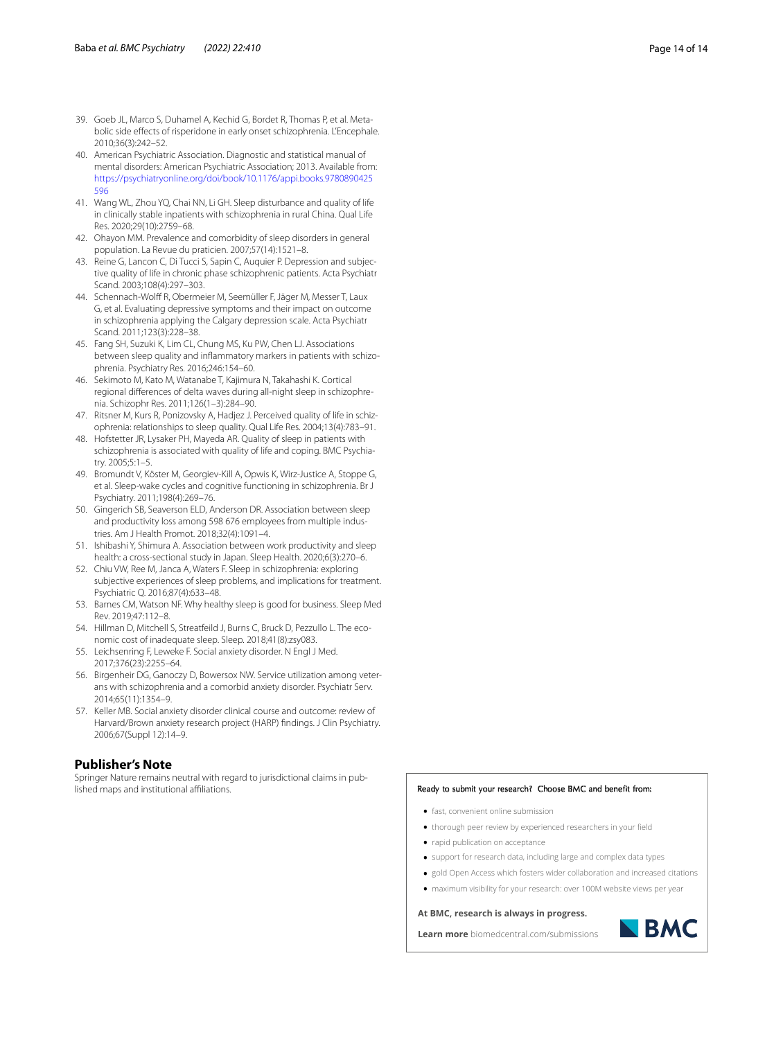39. Goeb JL, Marco S, Duhamel A, Kechid G, Bordet R, Thomas P, et al. Metabolic side effects of risperidone in early onset schizophrenia. L'Encephale. 2010;36(3):242–52.
40. American Psychiatric Association. Diagnostic and statistical manual of mental disorders: American Psychiatric Association; 2013. Available from: https://psychiatryonline.org/doi/book/10.1176/appi.books.9780890425596
41. Wang WL, Zhou YQ, Chai NN, Li GH. Sleep disturbance and quality of life in clinically stable inpatients with schizophrenia in rural China. Qual Life Res. 2020;29(10):2759–68.
42. Ohayon MM. Prevalence and comorbidity of sleep disorders in general population. La Revue du praticien. 2007;57(14):1521–8.
43. Reine G, Lancon C, Di Tucci S, Sapin C, Auquier P. Depression and subjective quality of life in chronic phase schizophrenic patients. Acta Psychiatr Scand. 2003;108(4):297–303.
44. Schennach-Wolff R, Obermeier M, Seemüller F, Jäger M, Messer T, Laux G, et al. Evaluating depressive symptoms and their impact on outcome in schizophrenia applying the Calgary depression scale. Acta Psychiatr Scand. 2011;123(3):228–38.
45. Fang SH, Suzuki K, Lim CL, Chung MS, Ku PW, Chen LJ. Associations between sleep quality and inflammatory markers in patients with schizophrenia. Psychiatry Res. 2016;246:154–60.
46. Sekimoto M, Kato M, Watanabe T, Kajimura N, Takahashi K. Cortical regional differences of delta waves during all-night sleep in schizophrenia. Schizophr Res. 2011;126(1–3):284–90.
47. Ritsner M, Kurs R, Ponizovsky A, Hadjez J. Perceived quality of life in schizophrenia: relationships to sleep quality. Qual Life Res. 2004;13(4):783–91.
48. Hofstetter JR, Lysaker PH, Mayeda AR. Quality of sleep in patients with schizophrenia is associated with quality of life and coping. BMC Psychiatry. 2005;5:1–5.
49. Bromundt V, Köster M, Georgiev-Kill A, Opwis K, Wirz-Justice A, Stoppe G, et al. Sleep-wake cycles and cognitive functioning in schizophrenia. Br J Psychiatry. 2011;198(4):269–76.
50. Gingerich SB, Seaverson ELD, Anderson DR. Association between sleep and productivity loss among 598 676 employees from multiple industries. Am J Health Promot. 2018;32(4):1091–4.
51. Ishibashi Y, Shimura A. Association between work productivity and sleep health: a cross-sectional study in Japan. Sleep Health. 2020;6(3):270–6.
52. Chiu VW, Ree M, Janca A, Waters F. Sleep in schizophrenia: exploring subjective experiences of sleep problems, and implications for treatment. Psychiatric Q. 2016;87(4):633–48.
53. Barnes CM, Watson NF. Why healthy sleep is good for business. Sleep Med Rev. 2019;47:112–8.
54. Hillman D, Mitchell S, Streatfeild J, Burns C, Bruck D, Pezzullo L. The economic cost of inadequate sleep. Sleep. 2018;41(8):zsy083.
55. Leichsenring F, Leweke F. Social anxiety disorder. N Engl J Med. 2017;376(23):2255–64.
56. Birgenheir DG, Ganoczy D, Bowersox NW. Service utilization among veterans with schizophrenia and a comorbid anxiety disorder. Psychiatr Serv. 2014;65(11):1354–9.
57. Keller MB. Social anxiety disorder clinical course and outcome: review of Harvard/Brown anxiety research project (HARP) findings. J Clin Psychiatry. 2006;67(Suppl 12):14–9.

## Publisher's Note

Springer Nature remains neutral with regard to jurisdictional claims in published maps and institutional affiliations.

Ready to submit your research? Choose BMC and benefit from:

- fast, convenient online submission
- thorough peer review by experienced researchers in your field
- rapid publication on acceptance
- support for research data, including large and complex data types
- gold Open Access which fosters wider collaboration and increased citations
- maximum visibility for your research: over 100M website views per year

**At BMC, research is always in progress.**

**Learn more** biomedcentral.com/submissions

BMC